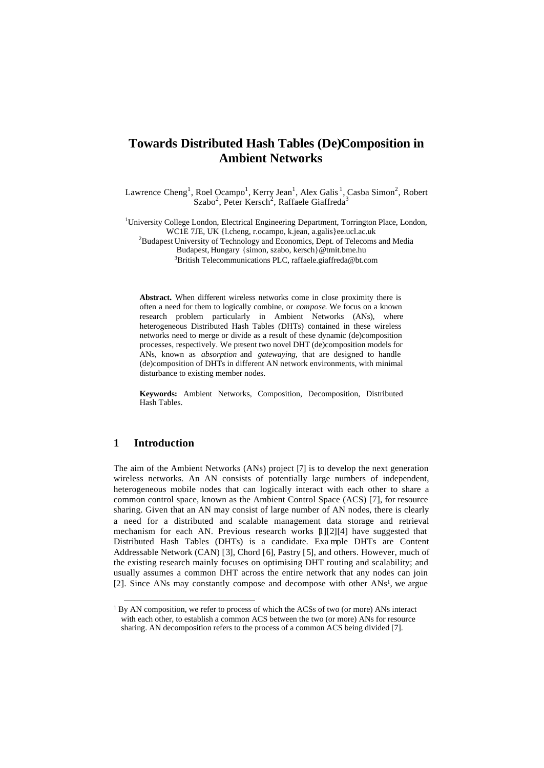# Towards Distributed Hash Tables (De)Composition in Ambient Networks

Lawrence Cheng[1], Roel Ocampo[1], Kerry Jean[1], Alex Galis[1], Casba Simon[2], Robert Szabo[2], Peter Kersch[2], Raffaele Giaffreda[3]

[1]University College London, Electrical Engineering Department, Torrington Place, London, WC1E 7JE, UK {l.cheng, r.ocampo, k.jean, a.galis}ee.ucl.ac.uk
[2]Budapest University of Technology and Economics, Dept. of Telecoms and Media Budapest, Hungary {simon, szabo, kersch}@tmit.bme.hu
[3]British Telecommunications PLC, raffaele.giaffreda@bt.com

**Abstract.** When different wireless networks come in close proximity there is often a need for them to logically combine, or *compose*. We focus on a known research problem particularly in Ambient Networks (ANs), where heterogeneous Distributed Hash Tables (DHTs) contained in these wireless networks need to merge or divide as a result of these dynamic (de)composition processes, respectively. We present two novel DHT (de)composition models for ANs, known as *absorption* and *gatewaying*, that are designed to handle (de)composition of DHTs in different AN network environments, with minimal disturbance to existing member nodes.

**Keywords:** Ambient Networks, Composition, Decomposition, Distributed Hash Tables.

## 1 Introduction

The aim of the Ambient Networks (ANs) project [7] is to develop the next generation wireless networks. An AN consists of potentially large numbers of independent, heterogeneous mobile nodes that can logically interact with each other to share a common control space, known as the Ambient Control Space (ACS) [7], for resource sharing. Given that an AN may consist of large number of AN nodes, there is clearly a need for a distributed and scalable management data storage and retrieval mechanism for each AN. Previous research works [1][2][4] have suggested that Distributed Hash Tables (DHTs) is a candidate. Example DHTs are Content Addressable Network (CAN) [3], Chord [6], Pastry [5], and others. However, much of the existing research mainly focuses on optimising DHT routing and scalability; and usually assumes a common DHT across the entire network that any nodes can join [2]. Since ANs may constantly compose and decompose with other ANs[1], we argue

[1] By AN composition, we refer to process of which the ACSs of two (or more) ANs interact with each other, to establish a common ACS between the two (or more) ANs for resource sharing. AN decomposition refers to the process of a common ACS being divided [7].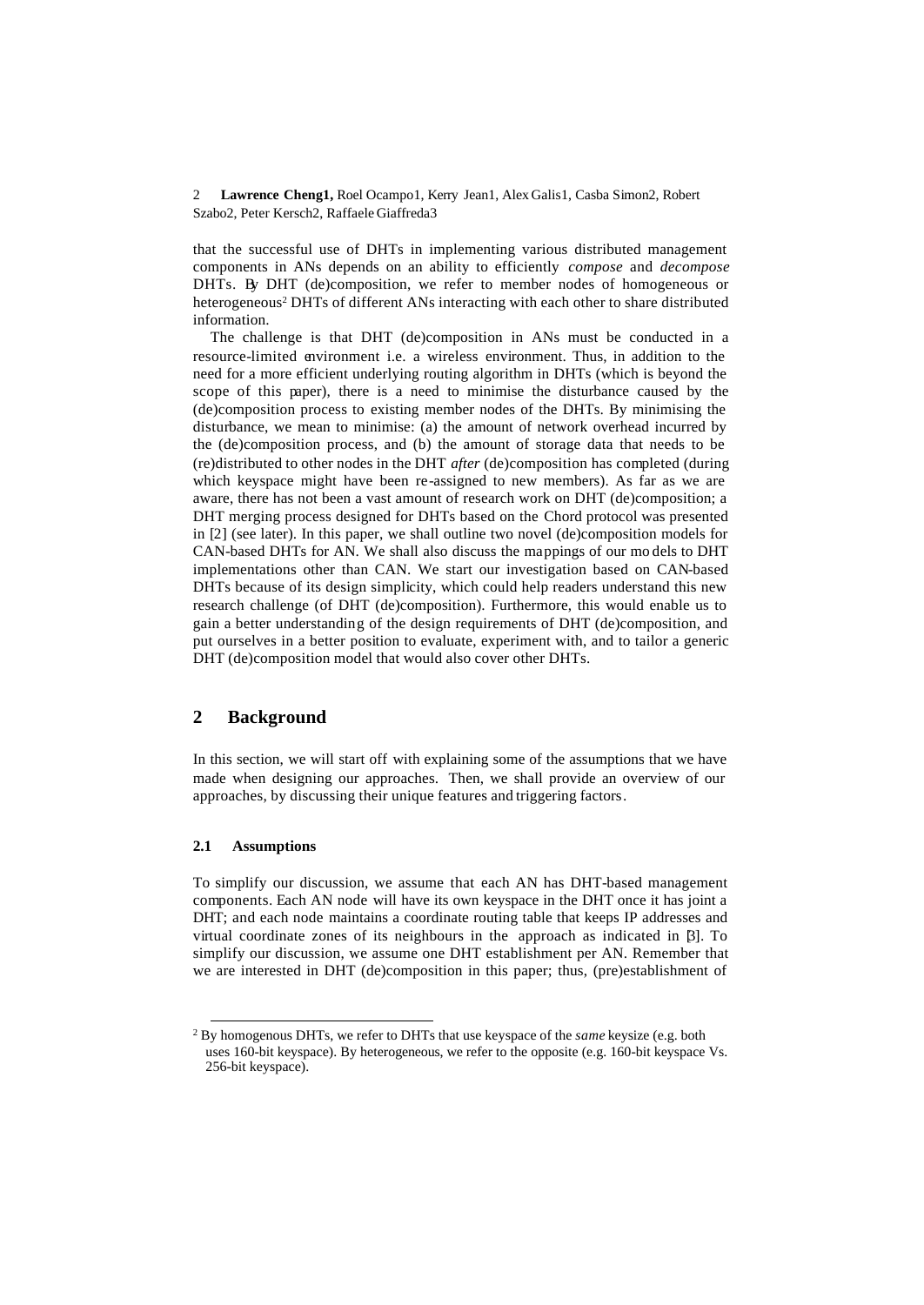that the successful use of DHTs in implementing various distributed management components in ANs depends on an ability to efficiently *compose* and *decompose* DHTs. By DHT (de)composition, we refer to member nodes of homogeneous or heterogeneous[2] DHTs of different ANs interacting with each other to share distributed information.

The challenge is that DHT (de)composition in ANs must be conducted in a resource-limited environment i.e. a wireless environment. Thus, in addition to the need for a more efficient underlying routing algorithm in DHTs (which is beyond the scope of this paper), there is a need to minimise the disturbance caused by the (de)composition process to existing member nodes of the DHTs. By minimising the disturbance, we mean to minimise: (a) the amount of network overhead incurred by the (de)composition process, and (b) the amount of storage data that needs to be (re)distributed to other nodes in the DHT *after* (de)composition has completed (during which keyspace might have been re-assigned to new members). As far as we are aware, there has not been a vast amount of research work on DHT (de)composition; a DHT merging process designed for DHTs based on the Chord protocol was presented in [2] (see later). In this paper, we shall outline two novel (de)composition models for CAN-based DHTs for AN. We shall also discuss the mappings of our models to DHT implementations other than CAN. We start our investigation based on CAN-based DHTs because of its design simplicity, which could help readers understand this new research challenge (of DHT (de)composition). Furthermore, this would enable us to gain a better understanding of the design requirements of DHT (de)composition, and put ourselves in a better position to evaluate, experiment with, and to tailor a generic DHT (de)composition model that would also cover other DHTs.

## 2 Background

In this section, we will start off with explaining some of the assumptions that we have made when designing our approaches. Then, we shall provide an overview of our approaches, by discussing their unique features and triggering factors.

### 2.1 Assumptions

To simplify our discussion, we assume that each AN has DHT-based management components. Each AN node will have its own keyspace in the DHT once it has joint a DHT; and each node maintains a coordinate routing table that keeps IP addresses and virtual coordinate zones of its neighbours in the approach as indicated in [3]. To simplify our discussion, we assume one DHT establishment per AN. Remember that we are interested in DHT (de)composition in this paper; thus, (pre)establishment of

[2] By homogenous DHTs, we refer to DHTs that use keyspace of the *same* keysize (e.g. both uses 160-bit keyspace). By heterogeneous, we refer to the opposite (e.g. 160-bit keyspace Vs. 256-bit keyspace).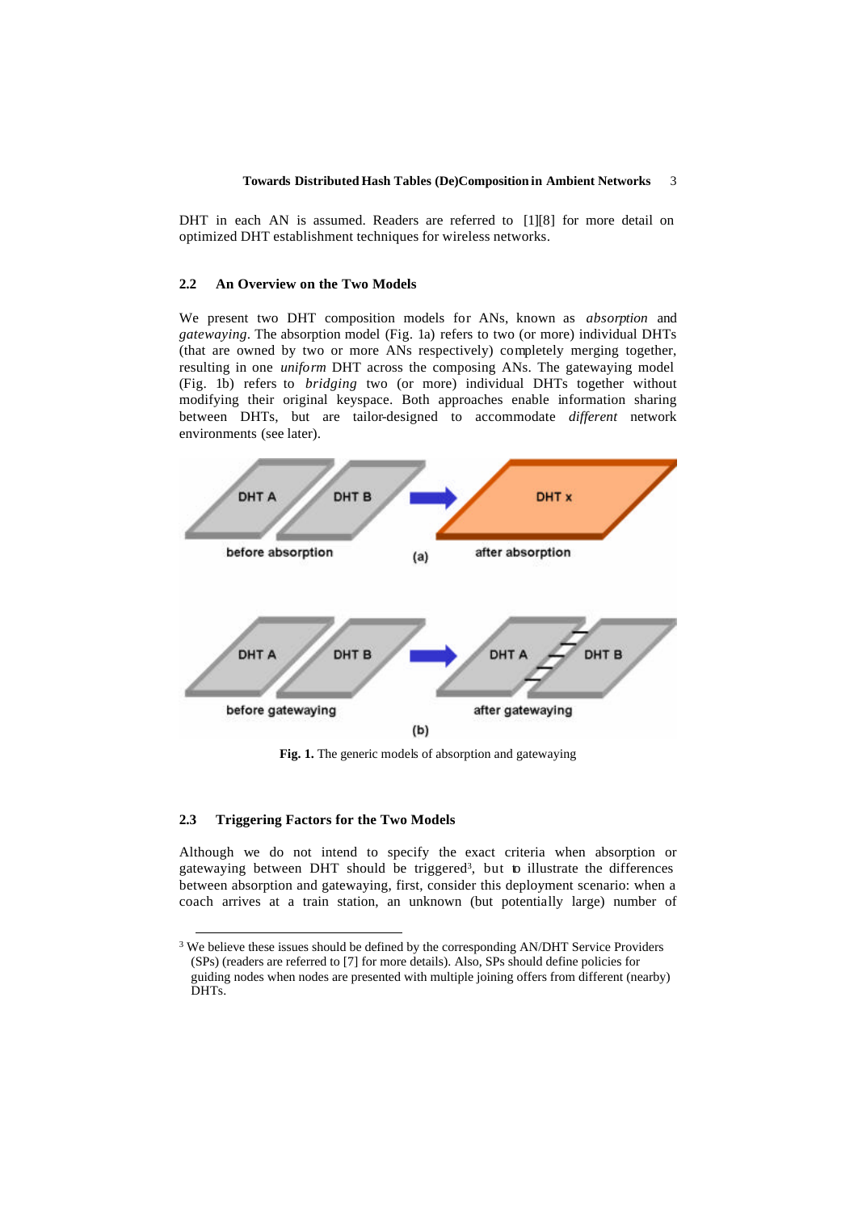DHT in each AN is assumed. Readers are referred to [1][8] for more detail on optimized DHT establishment techniques for wireless networks.

### 2.2 An Overview on the Two Models

We present two DHT composition models for ANs, known as *absorption* and *gatewaying*. The absorption model (Fig. 1a) refers to two (or more) individual DHTs (that are owned by two or more ANs respectively) completely merging together, resulting in one *uniform* DHT across the composing ANs. The gatewaying model (Fig. 1b) refers to *bridging* two (or more) individual DHTs together without modifying their original keyspace. Both approaches enable information sharing between DHTs, but are tailor-designed to accommodate *different* network environments (see later).

**Fig. 1.** The generic models of absorption and gatewaying

### 2.3 Triggering Factors for the Two Models

Although we do not intend to specify the exact criteria when absorption or gatewaying between DHT should be triggered[3], but to illustrate the differences between absorption and gatewaying, first, consider this deployment scenario: when a coach arrives at a train station, an unknown (but potentially large) number of

---

[3] We believe these issues should be defined by the corresponding AN/DHT Service Providers (SPs) (readers are referred to [7] for more details). Also, SPs should define policies for guiding nodes when nodes are presented with multiple joining offers from different (nearby) DHTs.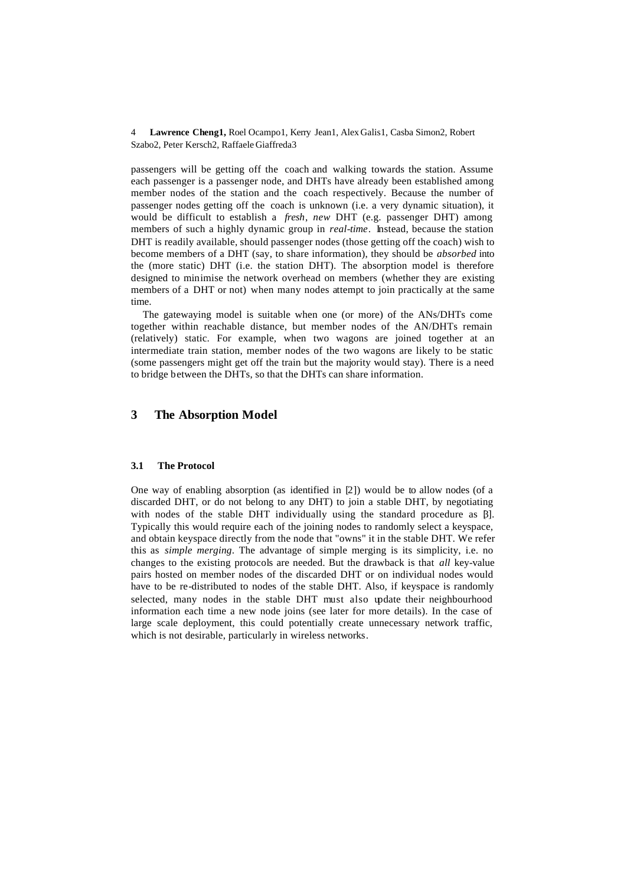passengers will be getting off the coach and walking towards the station. Assume each passenger is a passenger node, and DHTs have already been established among member nodes of the station and the coach respectively. Because the number of passenger nodes getting off the coach is unknown (i.e. a very dynamic situation), it would be difficult to establish a *fresh*, *new* DHT (e.g. passenger DHT) among members of such a highly dynamic group in *real-time*. Instead, because the station DHT is readily available, should passenger nodes (those getting off the coach) wish to become members of a DHT (say, to share information), they should be *absorbed* into the (more static) DHT (i.e. the station DHT). The absorption model is therefore designed to minimise the network overhead on members (whether they are existing members of a DHT or not) when many nodes attempt to join practically at the same time.

The gatewaying model is suitable when one (or more) of the ANs/DHTs come together within reachable distance, but member nodes of the AN/DHTs remain (relatively) static. For example, when two wagons are joined together at an intermediate train station, member nodes of the two wagons are likely to be static (some passengers might get off the train but the majority would stay). There is a need to bridge between the DHTs, so that the DHTs can share information.

## 3 The Absorption Model

### 3.1 The Protocol

One way of enabling absorption (as identified in [2]) would be to allow nodes (of a discarded DHT, or do not belong to any DHT) to join a stable DHT, by negotiating with nodes of the stable DHT individually using the standard procedure as [3]. Typically this would require each of the joining nodes to randomly select a keyspace, and obtain keyspace directly from the node that "owns" it in the stable DHT. We refer this as *simple merging*. The advantage of simple merging is its simplicity, i.e. no changes to the existing protocols are needed. But the drawback is that *all* key-value pairs hosted on member nodes of the discarded DHT or on individual nodes would have to be re-distributed to nodes of the stable DHT. Also, if keyspace is randomly selected, many nodes in the stable DHT must also update their neighbourhood information each time a new node joins (see later for more details). In the case of large scale deployment, this could potentially create unnecessary network traffic, which is not desirable, particularly in wireless networks.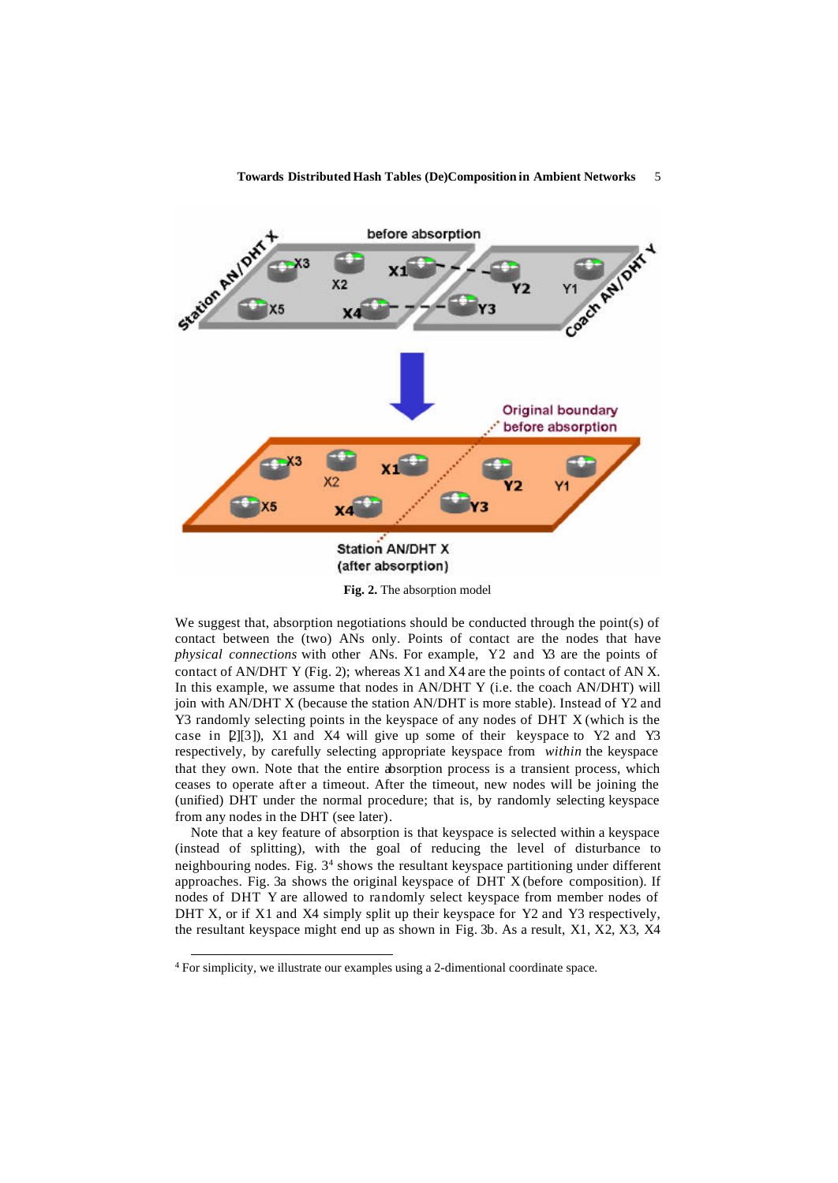Fig. 2. The absorption model

We suggest that, absorption negotiations should be conducted through the point(s) of contact between the (two) ANs only. Points of contact are the nodes that have *physical connections* with other ANs. For example, Y2 and Y3 are the points of contact of AN/DHT Y (Fig. 2); whereas X1 and X4 are the points of contact of AN X. In this example, we assume that nodes in AN/DHT Y (i.e. the coach AN/DHT) will join with AN/DHT X (because the station AN/DHT is more stable). Instead of Y2 and Y3 randomly selecting points in the keyspace of any nodes of DHT X (which is the case in [2][3]), X1 and X4 will give up some of their keyspace to Y2 and Y3 respectively, by carefully selecting appropriate keyspace from *within* the keyspace that they own. Note that the entire absorption process is a transient process, which ceases to operate after a timeout. After the timeout, new nodes will be joining the (unified) DHT under the normal procedure; that is, by randomly selecting keyspace from any nodes in the DHT (see later).

Note that a key feature of absorption is that keyspace is selected within a keyspace (instead of splitting), with the goal of reducing the level of disturbance to neighbouring nodes. Fig. 3[4] shows the resultant keyspace partitioning under different approaches. Fig. 3a shows the original keyspace of DHT X (before composition). If nodes of DHT Y are allowed to randomly select keyspace from member nodes of DHT X, or if X1 and X4 simply split up their keyspace for Y2 and Y3 respectively, the resultant keyspace might end up as shown in Fig. 3b. As a result, X1, X2, X3, X4

[4] For simplicity, we illustrate our examples using a 2-dimentional coordinate space.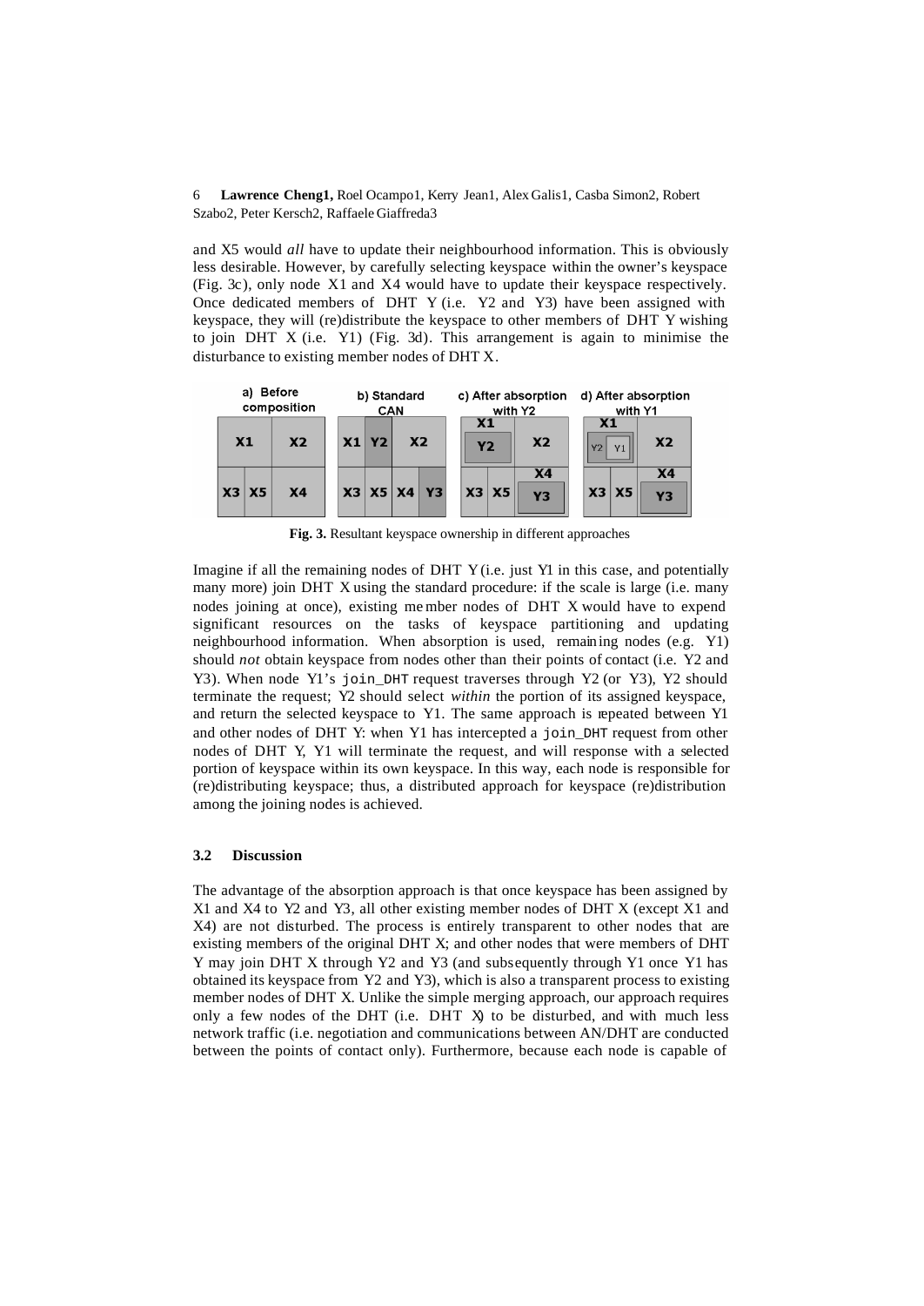and X5 would *all* have to update their neighbourhood information. This is obviously less desirable. However, by carefully selecting keyspace within the owner's keyspace (Fig. 3c), only node X1 and X4 would have to update their keyspace respectively. Once dedicated members of DHT Y (i.e. Y2 and Y3) have been assigned with keyspace, they will (re)distribute the keyspace to other members of DHT Y wishing to join DHT X (i.e. Y1) (Fig. 3d). This arrangement is again to minimise the disturbance to existing member nodes of DHT X.

**Fig. 3.** Resultant keyspace ownership in different approaches

Imagine if all the remaining nodes of DHT Y (i.e. just Y1 in this case, and potentially many more) join DHT X using the standard procedure: if the scale is large (i.e. many nodes joining at once), existing member nodes of DHT X would have to expend significant resources on the tasks of keyspace partitioning and updating neighbourhood information. When absorption is used, remaining nodes (e.g. Y1) should *not* obtain keyspace from nodes other than their points of contact (i.e. Y2 and Y3). When node Y1's `join_DHT` request traverses through Y2 (or Y3), Y2 should terminate the request; Y2 should select *within* the portion of its assigned keyspace, and return the selected keyspace to Y1. The same approach is repeated between Y1 and other nodes of DHT Y: when Y1 has intercepted a `join_DHT` request from other nodes of DHT Y, Y1 will terminate the request, and will response with a selected portion of keyspace within its own keyspace. In this way, each node is responsible for (re)distributing keyspace; thus, a distributed approach for keyspace (re)distribution among the joining nodes is achieved.

### 3.2 Discussion

The advantage of the absorption approach is that once keyspace has been assigned by X1 and X4 to Y2 and Y3, all other existing member nodes of DHT X (except X1 and X4) are not disturbed. The process is entirely transparent to other nodes that are existing members of the original DHT X; and other nodes that were members of DHT Y may join DHT X through Y2 and Y3 (and subsequently through Y1 once Y1 has obtained its keyspace from Y2 and Y3), which is also a transparent process to existing member nodes of DHT X. Unlike the simple merging approach, our approach requires only a few nodes of the DHT (i.e. DHT X) to be disturbed, and with much less network traffic (i.e. negotiation and communications between AN/DHT are conducted between the points of contact only). Furthermore, because each node is capable of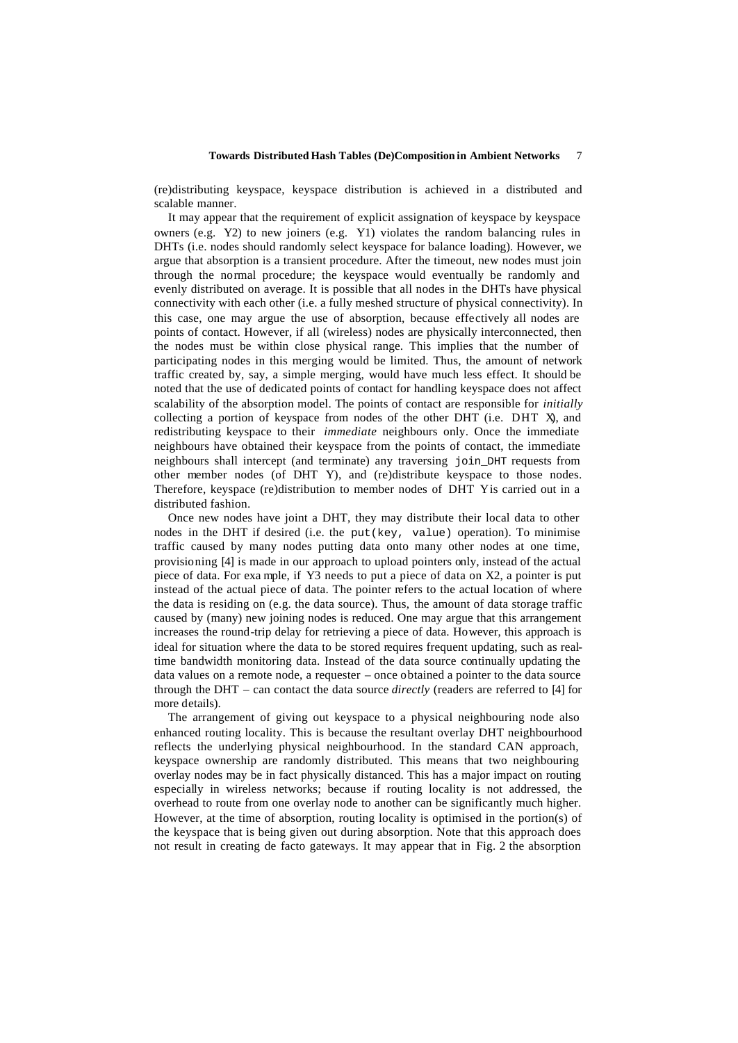(re)distributing keyspace, keyspace distribution is achieved in a distributed and scalable manner.

It may appear that the requirement of explicit assignation of keyspace by keyspace owners (e.g. Y2) to new joiners (e.g. Y1) violates the random balancing rules in DHTs (i.e. nodes should randomly select keyspace for balance loading). However, we argue that absorption is a transient procedure. After the timeout, new nodes must join through the normal procedure; the keyspace would eventually be randomly and evenly distributed on average. It is possible that all nodes in the DHTs have physical connectivity with each other (i.e. a fully meshed structure of physical connectivity). In this case, one may argue the use of absorption, because effectively all nodes are points of contact. However, if all (wireless) nodes are physically interconnected, then the nodes must be within close physical range. This implies that the number of participating nodes in this merging would be limited. Thus, the amount of network traffic created by, say, a simple merging, would have much less effect. It should be noted that the use of dedicated points of contact for handling keyspace does not affect scalability of the absorption model. The points of contact are responsible for *initially* collecting a portion of keyspace from nodes of the other DHT (i.e. DHT X), and redistributing keyspace to their *immediate* neighbours only. Once the immediate neighbours have obtained their keyspace from the points of contact, the immediate neighbours shall intercept (and terminate) any traversing `join_DHT` requests from other member nodes (of DHT Y), and (re)distribute keyspace to those nodes. Therefore, keyspace (re)distribution to member nodes of DHT Y is carried out in a distributed fashion.

Once new nodes have joint a DHT, they may distribute their local data to other nodes in the DHT if desired (i.e. the `put(key, value)` operation). To minimise traffic caused by many nodes putting data onto many other nodes at one time, provisioning [4] is made in our approach to upload pointers only, instead of the actual piece of data. For example, if Y3 needs to put a piece of data on X2, a pointer is put instead of the actual piece of data. The pointer refers to the actual location of where the data is residing on (e.g. the data source). Thus, the amount of data storage traffic caused by (many) new joining nodes is reduced. One may argue that this arrangement increases the round-trip delay for retrieving a piece of data. However, this approach is ideal for situation where the data to be stored requires frequent updating, such as real-time bandwidth monitoring data. Instead of the data source continually updating the data values on a remote node, a requester – once obtained a pointer to the data source through the DHT – can contact the data source *directly* (readers are referred to [4] for more details).

The arrangement of giving out keyspace to a physical neighbouring node also enhanced routing locality. This is because the resultant overlay DHT neighbourhood reflects the underlying physical neighbourhood. In the standard CAN approach, keyspace ownership are randomly distributed. This means that two neighbouring overlay nodes may be in fact physically distanced. This has a major impact on routing especially in wireless networks; because if routing locality is not addressed, the overhead to route from one overlay node to another can be significantly much higher. However, at the time of absorption, routing locality is optimised in the portion(s) of the keyspace that is being given out during absorption. Note that this approach does not result in creating de facto gateways. It may appear that in Fig. 2 the absorption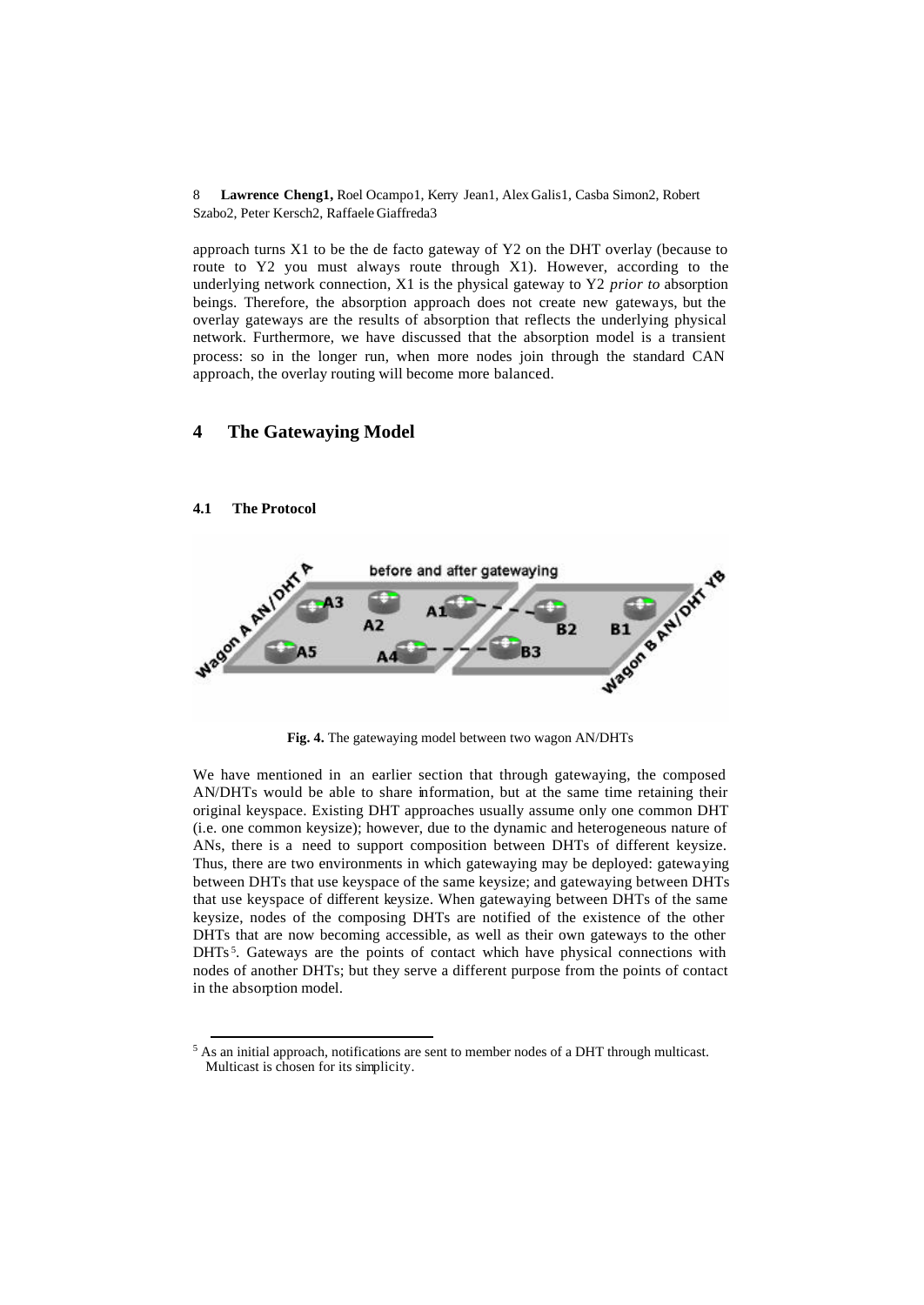approach turns X1 to be the de facto gateway of Y2 on the DHT overlay (because to route to Y2 you must always route through X1). However, according to the underlying network connection, X1 is the physical gateway to Y2 *prior to* absorption beings. Therefore, the absorption approach does not create new gateways, but the overlay gateways are the results of absorption that reflects the underlying physical network. Furthermore, we have discussed that the absorption model is a transient process: so in the longer run, when more nodes join through the standard CAN approach, the overlay routing will become more balanced.

## 4 The Gatewaying Model

### 4.1 The Protocol

**Fig. 4.** The gatewaying model between two wagon AN/DHTs

We have mentioned in an earlier section that through gatewaying, the composed AN/DHTs would be able to share information, but at the same time retaining their original keyspace. Existing DHT approaches usually assume only one common DHT (i.e. one common keysize); however, due to the dynamic and heterogeneous nature of ANs, there is a need to support composition between DHTs of different keysize. Thus, there are two environments in which gatewaying may be deployed: gatewaying between DHTs that use keyspace of the same keysize; and gatewaying between DHTs that use keyspace of different keysize. When gatewaying between DHTs of the same keysize, nodes of the composing DHTs are notified of the existence of the other DHTs that are now becoming accessible, as well as their own gateways to the other DHTs[5]. Gateways are the points of contact which have physical connections with nodes of another DHTs; but they serve a different purpose from the points of contact in the absorption model.

[5] As an initial approach, notifications are sent to member nodes of a DHT through multicast. Multicast is chosen for its simplicity.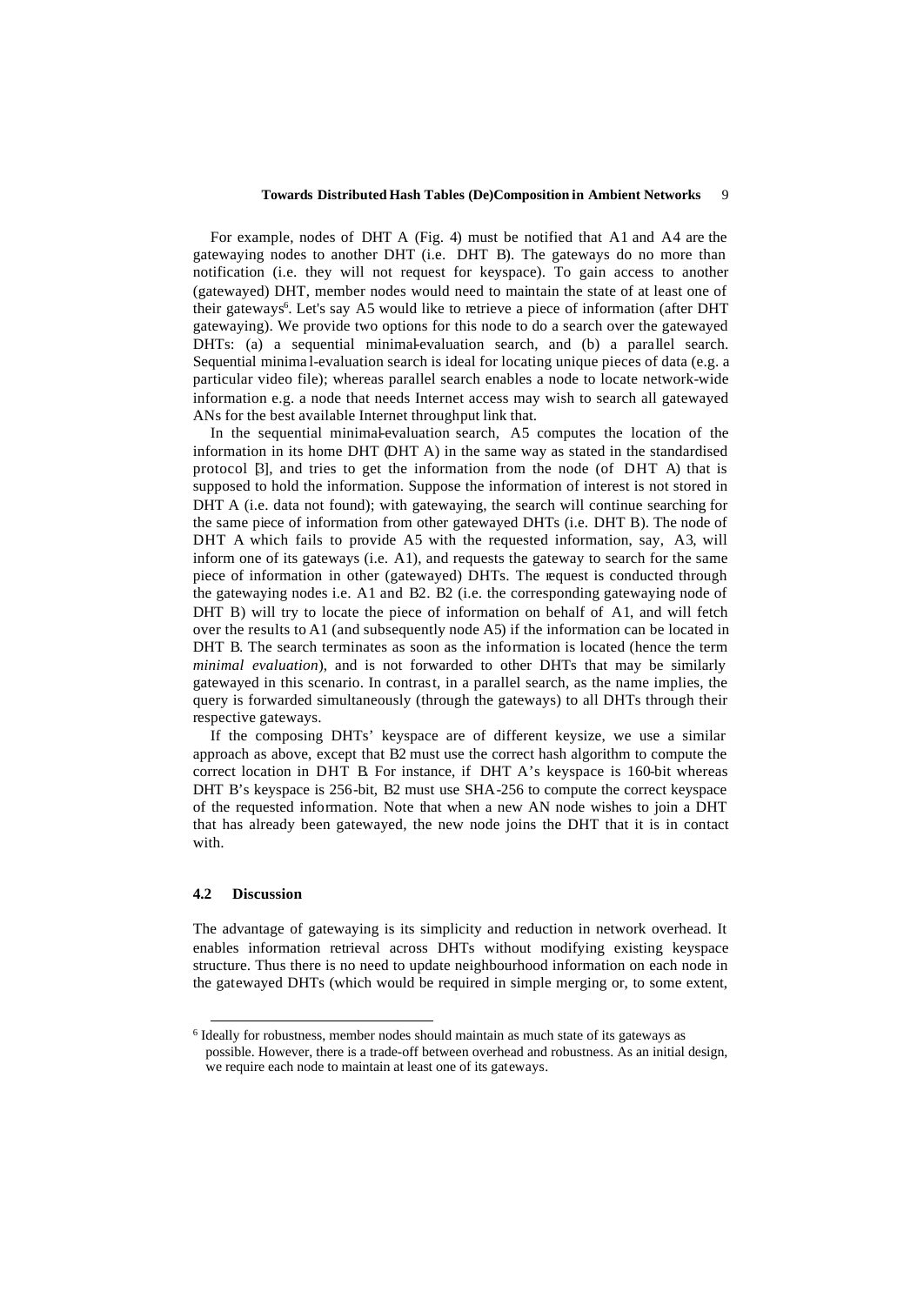For example, nodes of DHT A (Fig. 4) must be notified that A1 and A4 are the gatewaying nodes to another DHT (i.e. DHT B). The gateways do no more than notification (i.e. they will not request for keyspace). To gain access to another (gatewayed) DHT, member nodes would need to maintain the state of at least one of their gateways[6]. Let's say A5 would like to retrieve a piece of information (after DHT gatewaying). We provide two options for this node to do a search over the gatewayed DHTs: (a) a sequential minimal-evaluation search, and (b) a parallel search. Sequential minimal-evaluation search is ideal for locating unique pieces of data (e.g. a particular video file); whereas parallel search enables a node to locate network-wide information e.g. a node that needs Internet access may wish to search all gatewayed ANs for the best available Internet throughput link that.

In the sequential minimal-evaluation search, A5 computes the location of the information in its home DHT (DHT A) in the same way as stated in the standardised protocol [3], and tries to get the information from the node (of DHT A) that is supposed to hold the information. Suppose the information of interest is not stored in DHT A (i.e. data not found); with gatewaying, the search will continue searching for the same piece of information from other gatewayed DHTs (i.e. DHT B). The node of DHT A which fails to provide A5 with the requested information, say, A3, will inform one of its gateways (i.e. A1), and requests the gateway to search for the same piece of information in other (gatewayed) DHTs. The request is conducted through the gatewaying nodes i.e. A1 and B2. B2 (i.e. the corresponding gatewaying node of DHT B) will try to locate the piece of information on behalf of A1, and will fetch over the results to A1 (and subsequently node A5) if the information can be located in DHT B. The search terminates as soon as the information is located (hence the term *minimal evaluation*), and is not forwarded to other DHTs that may be similarly gatewayed in this scenario. In contrast, in a parallel search, as the name implies, the query is forwarded simultaneously (through the gateways) to all DHTs through their respective gateways.

If the composing DHTs' keyspace are of different keysize, we use a similar approach as above, except that B2 must use the correct hash algorithm to compute the correct location in DHT B. For instance, if DHT A's keyspace is 160-bit whereas DHT B's keyspace is 256-bit, B2 must use SHA-256 to compute the correct keyspace of the requested information. Note that when a new AN node wishes to join a DHT that has already been gatewayed, the new node joins the DHT that it is in contact with.

### 4.2 Discussion

The advantage of gatewaying is its simplicity and reduction in network overhead. It enables information retrieval across DHTs without modifying existing keyspace structure. Thus there is no need to update neighbourhood information on each node in the gatewayed DHTs (which would be required in simple merging or, to some extent,

---

[6] Ideally for robustness, member nodes should maintain as much state of its gateways as possible. However, there is a trade-off between overhead and robustness. As an initial design, we require each node to maintain at least one of its gateways.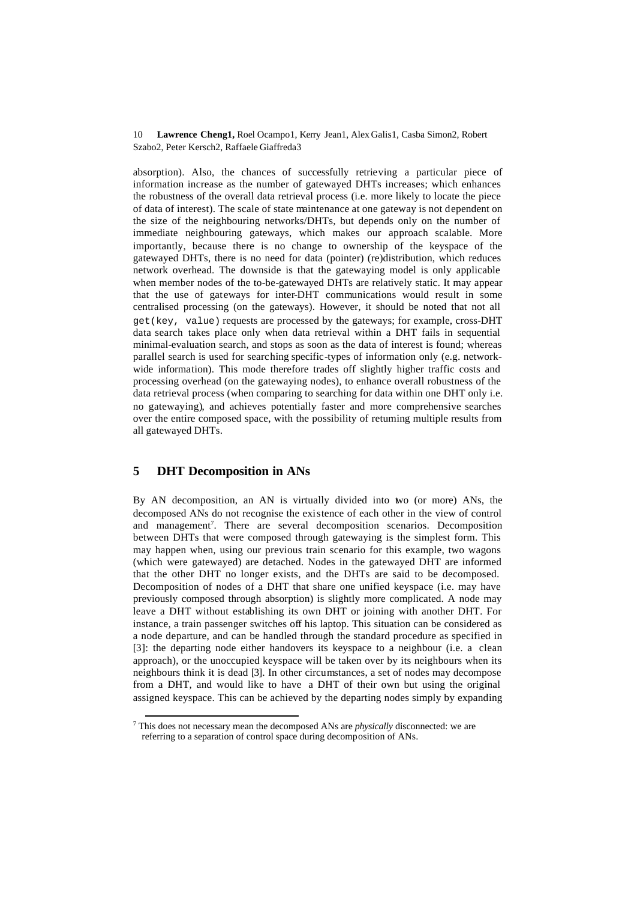absorption). Also, the chances of successfully retrieving a particular piece of information increase as the number of gatewayed DHTs increases; which enhances the robustness of the overall data retrieval process (i.e. more likely to locate the piece of data of interest). The scale of state maintenance at one gateway is not dependent on the size of the neighbouring networks/DHTs, but depends only on the number of immediate neighbouring gateways, which makes our approach scalable. More importantly, because there is no change to ownership of the keyspace of the gatewayed DHTs, there is no need for data (pointer) (re)distribution, which reduces network overhead. The downside is that the gatewaying model is only applicable when member nodes of the to-be-gatewayed DHTs are relatively static. It may appear that the use of gateways for inter-DHT communications would result in some centralised processing (on the gateways). However, it should be noted that not all `get(key, value)` requests are processed by the gateways; for example, cross-DHT data search takes place only when data retrieval within a DHT fails in sequential minimal-evaluation search, and stops as soon as the data of interest is found; whereas parallel search is used for searching specific-types of information only (e.g. network-wide information). This mode therefore trades off slightly higher traffic costs and processing overhead (on the gatewaying nodes), to enhance overall robustness of the data retrieval process (when comparing to searching for data within one DHT only i.e. no gatewaying), and achieves potentially faster and more comprehensive searches over the entire composed space, with the possibility of returning multiple results from all gatewayed DHTs.

## 5 DHT Decomposition in ANs

By AN decomposition, an AN is virtually divided into two (or more) ANs, the decomposed ANs do not recognise the existence of each other in the view of control and management[7]. There are several decomposition scenarios. Decomposition between DHTs that were composed through gatewaying is the simplest form. This may happen when, using our previous train scenario for this example, two wagons (which were gatewayed) are detached. Nodes in the gatewayed DHT are informed that the other DHT no longer exists, and the DHTs are said to be decomposed. Decomposition of nodes of a DHT that share one unified keyspace (i.e. may have previously composed through absorption) is slightly more complicated. A node may leave a DHT without establishing its own DHT or joining with another DHT. For instance, a train passenger switches off his laptop. This situation can be considered as a node departure, and can be handled through the standard procedure as specified in [3]: the departing node either handovers its keyspace to a neighbour (i.e. a clean approach), or the unoccupied keyspace will be taken over by its neighbours when its neighbours think it is dead [3]. In other circumstances, a set of nodes may decompose from a DHT, and would like to have a DHT of their own but using the original assigned keyspace. This can be achieved by the departing nodes simply by expanding

[7] This does not necessary mean the decomposed ANs are *physically* disconnected: we are referring to a separation of control space during decomposition of ANs.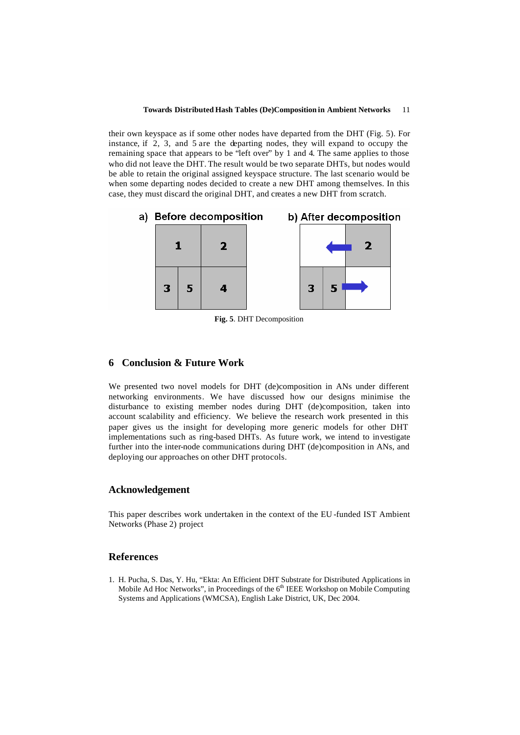their own keyspace as if some other nodes have departed from the DHT (Fig. 5). For instance, if 2, 3, and 5 are the departing nodes, they will expand to occupy the remaining space that appears to be "left over" by 1 and 4. The same applies to those who did not leave the DHT. The result would be two separate DHTs, but nodes would be able to retain the original assigned keyspace structure. The last scenario would be when some departing nodes decided to create a new DHT among themselves. In this case, they must discard the original DHT, and creates a new DHT from scratch.

**Fig. 5**. DHT Decomposition

## 6 Conclusion & Future Work

We presented two novel models for DHT (de)composition in ANs under different networking environments. We have discussed how our designs minimise the disturbance to existing member nodes during DHT (de)composition, taken into account scalability and efficiency. We believe the research work presented in this paper gives us the insight for developing more generic models for other DHT implementations such as ring-based DHTs. As future work, we intend to investigate further into the inter-node communications during DHT (de)composition in ANs, and deploying our approaches on other DHT protocols.

## Acknowledgement

This paper describes work undertaken in the context of the EU-funded IST Ambient Networks (Phase 2) project

## References

1. H. Pucha, S. Das, Y. Hu, "Ekta: An Efficient DHT Substrate for Distributed Applications in Mobile Ad Hoc Networks", in Proceedings of the 6th IEEE Workshop on Mobile Computing Systems and Applications (WMCSA), English Lake District, UK, Dec 2004.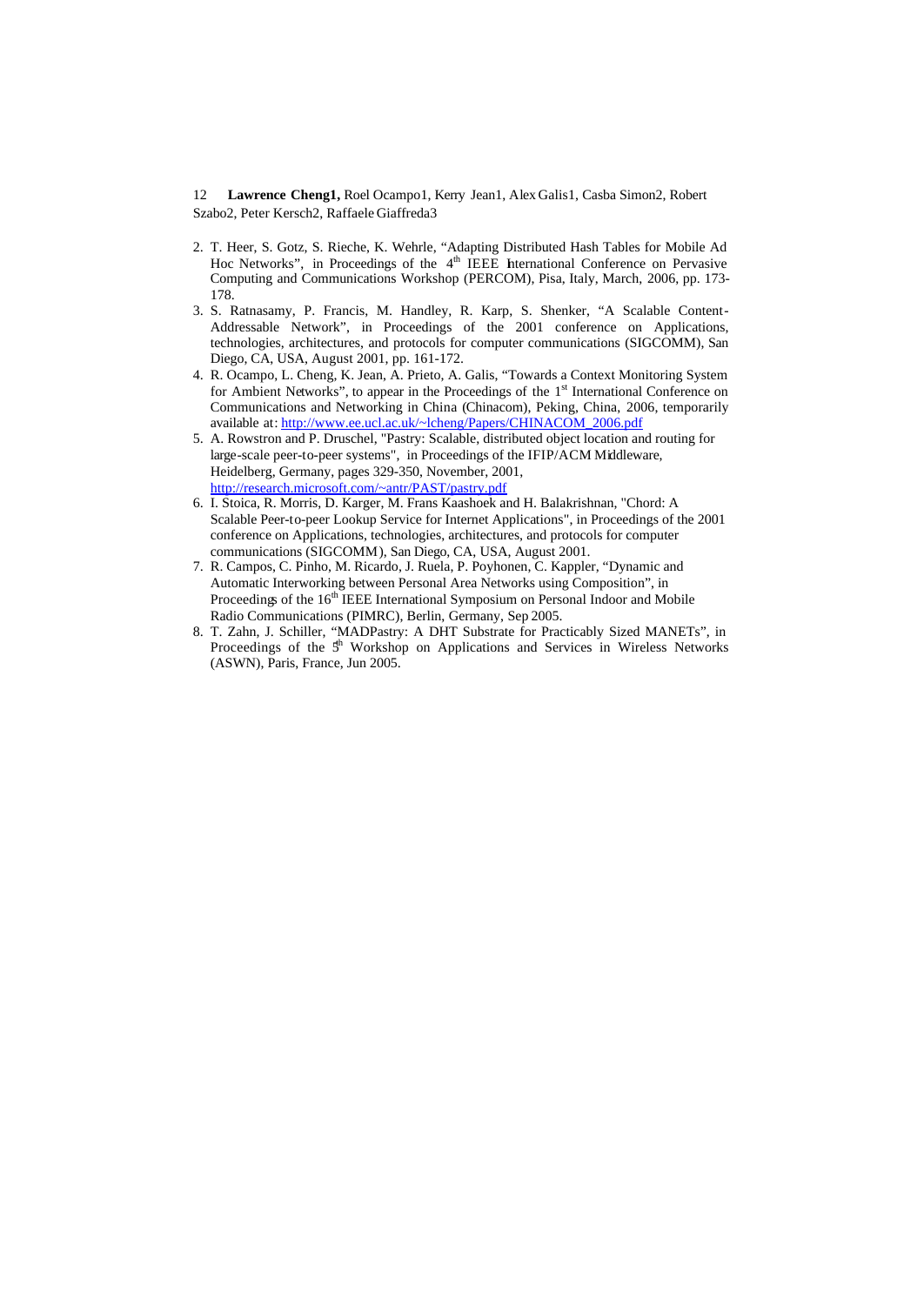2. T. Heer, S. Gotz, S. Rieche, K. Wehrle, "Adapting Distributed Hash Tables for Mobile Ad Hoc Networks", in Proceedings of the 4th IEEE International Conference on Pervasive Computing and Communications Workshop (PERCOM), Pisa, Italy, March, 2006, pp. 173-178.
3. S. Ratnasamy, P. Francis, M. Handley, R. Karp, S. Shenker, "A Scalable Content-Addressable Network", in Proceedings of the 2001 conference on Applications, technologies, architectures, and protocols for computer communications (SIGCOMM), San Diego, CA, USA, August 2001, pp. 161-172.
4. R. Ocampo, L. Cheng, K. Jean, A. Prieto, A. Galis, "Towards a Context Monitoring System for Ambient Networks", to appear in the Proceedings of the 1st International Conference on Communications and Networking in China (Chinacom), Peking, China, 2006, temporarily available at: http://www.ee.ucl.ac.uk/~lcheng/Papers/CHINACOM_2006.pdf
5. A. Rowstron and P. Druschel, "Pastry: Scalable, distributed object location and routing for large-scale peer-to-peer systems", in Proceedings of the IFIP/ACM Middleware, Heidelberg, Germany, pages 329-350, November, 2001, http://research.microsoft.com/~antr/PAST/pastry.pdf
6. I. Stoica, R. Morris, D. Karger, M. Frans Kaashoek and H. Balakrishnan, "Chord: A Scalable Peer-to-peer Lookup Service for Internet Applications", in Proceedings of the 2001 conference on Applications, technologies, architectures, and protocols for computer communications (SIGCOMM), San Diego, CA, USA, August 2001.
7. R. Campos, C. Pinho, M. Ricardo, J. Ruela, P. Poyhonen, C. Kappler, "Dynamic and Automatic Interworking between Personal Area Networks using Composition", in Proceedings of the 16th IEEE International Symposium on Personal Indoor and Mobile Radio Communications (PIMRC), Berlin, Germany, Sep 2005.
8. T. Zahn, J. Schiller, "MADPastry: A DHT Substrate for Practicably Sized MANETs", in Proceedings of the 5th Workshop on Applications and Services in Wireless Networks (ASWN), Paris, France, Jun 2005.